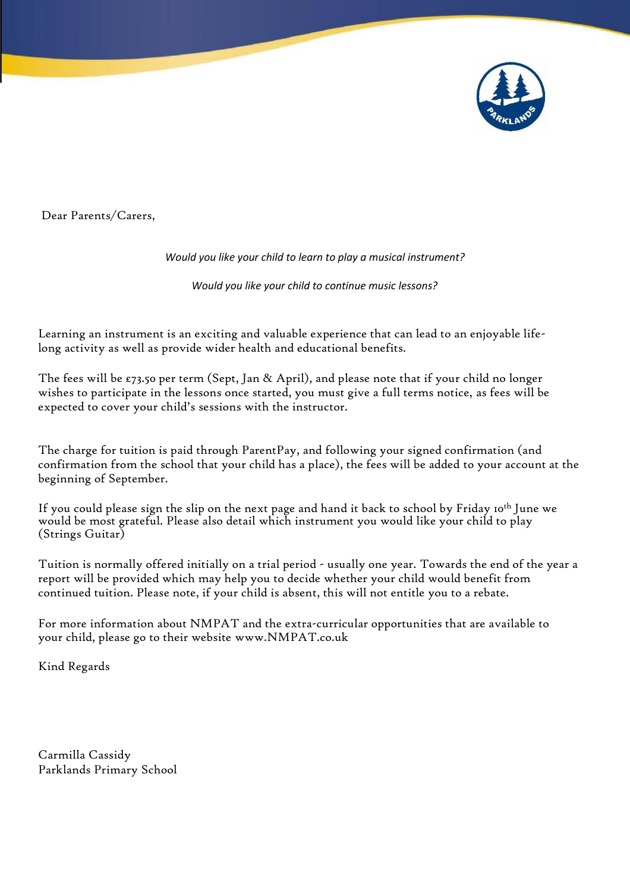Dear Parents/Carers,

*Would you like your child to learn to play a musical instrument?*

*Would you like your child to continue music lessons?*

Learning an instrument is an exciting and valuable experience that can lead to an enjoyable life-long activity as well as provide wider health and educational benefits.

The fees will be £73.50 per term (Sept, Jan & April), and please note that if your child no longer wishes to participate in the lessons once started, you must give a full terms notice, as fees will be expected to cover your child's sessions with the instructor.

The charge for tuition is paid through ParentPay, and following your signed confirmation (and confirmation from the school that your child has a place), the fees will be added to your account at the beginning of September.

If you could please sign the slip on the next page and hand it back to school by Friday 10th June we would be most grateful. Please also detail which instrument you would like your child to play (Strings Guitar)

Tuition is normally offered initially on a trial period - usually one year. Towards the end of the year a report will be provided which may help you to decide whether your child would benefit from continued tuition. Please note, if your child is absent, this will not entitle you to a rebate.

For more information about NMPAT and the extra-curricular opportunities that are available to your child, please go to their website www.NMPAT.co.uk

Kind Regards

Carmilla Cassidy
Parklands Primary School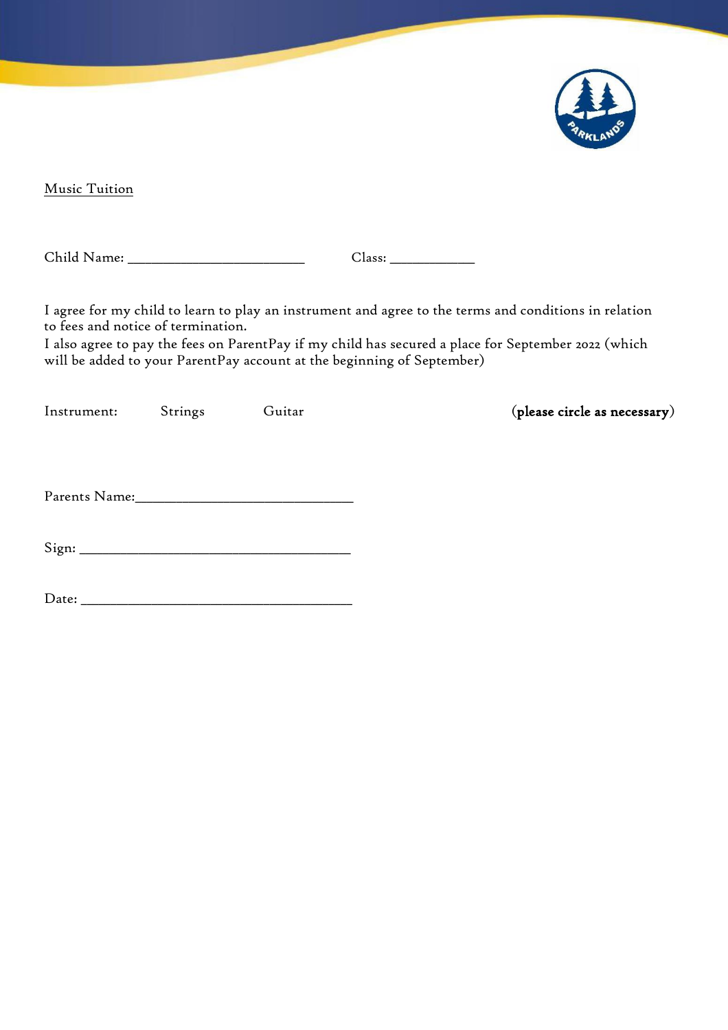Music Tuition

Child Name: ________________________ Class: ___________

I agree for my child to learn to play an instrument and agree to the terms and conditions in relation to fees and notice of termination.
I also agree to pay the fees on ParentPay if my child has secured a place for September 2022 (which will be added to your ParentPay account at the beginning of September)

Instrument: Strings Guitar (**please circle as necessary**)

Parents Name:_____________________________

Sign: _____________________________________

Date: _____________________________________